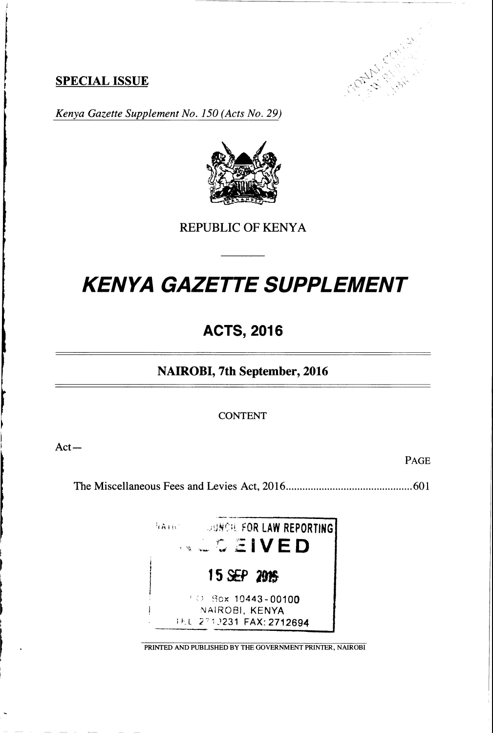**SPECIAL ISSUE**

*Kenya Gazette Supplement No. 150 (Acts No. 29)*

REPUBLIC OF KENYA

# *KENYA GAZETTE SUPPLEMENT*

## ACTS, 2016

### NAIROBI, 7th September, 2016

CONTENT

Act—

PAGE

The Miscellaneous Fees and Levies Act, 2016 .......................................... 601

NATIONAL COUNCIL FOR LAW REPORTING
RECEIVED
15 SEP 2016
P.O. Box 10443-00100
NAIROBI, KENYA
TEL 2719231 FAX: 2712694

PRINTED AND PUBLISHED BY THE GOVERNMENT PRINTER, NAIROBI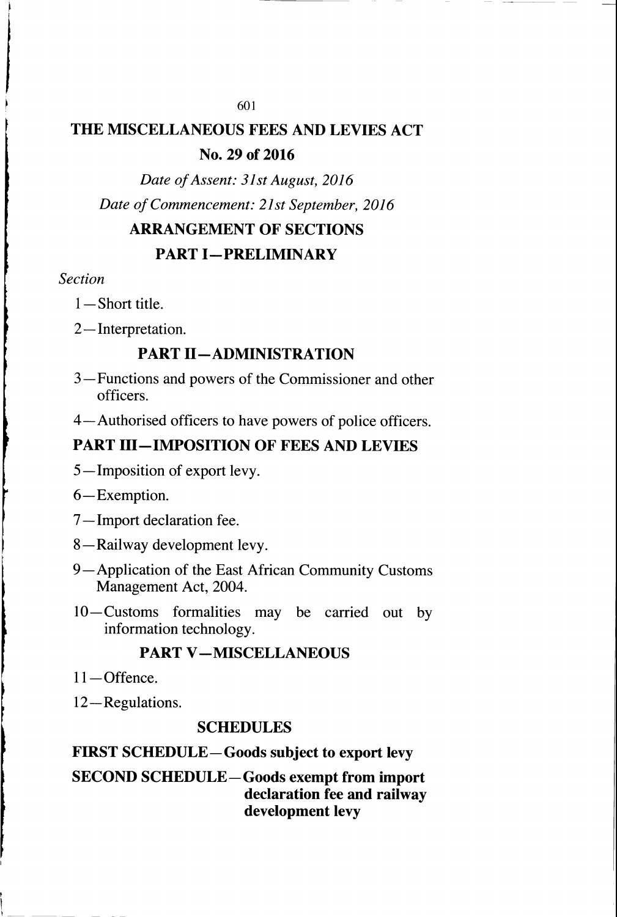# THE MISCELLANEOUS FEES AND LEVIES ACT

## No. 29 of 2016

*Date of Assent: 31st August, 2016*

*Date of Commencement: 21st September, 2016*

## ARRANGEMENT OF SECTIONS

### PART I—PRELIMINARY

*Section*

1—Short title.

2—Interpretation.

### PART II—ADMINISTRATION

3—Functions and powers of the Commissioner and other officers.

4—Authorised officers to have powers of police officers.

### PART III—IMPOSITION OF FEES AND LEVIES

5—Imposition of export levy.

6—Exemption.

7—Import declaration fee.

8—Railway development levy.

9—Application of the East African Community Customs Management Act, 2004.

10—Customs formalities may be carried out by information technology.

### PART V—MISCELLANEOUS

11—Offence.

12—Regulations.

### SCHEDULES

**FIRST SCHEDULE—Goods subject to export levy**

**SECOND SCHEDULE—Goods exempt from import declaration fee and railway development levy**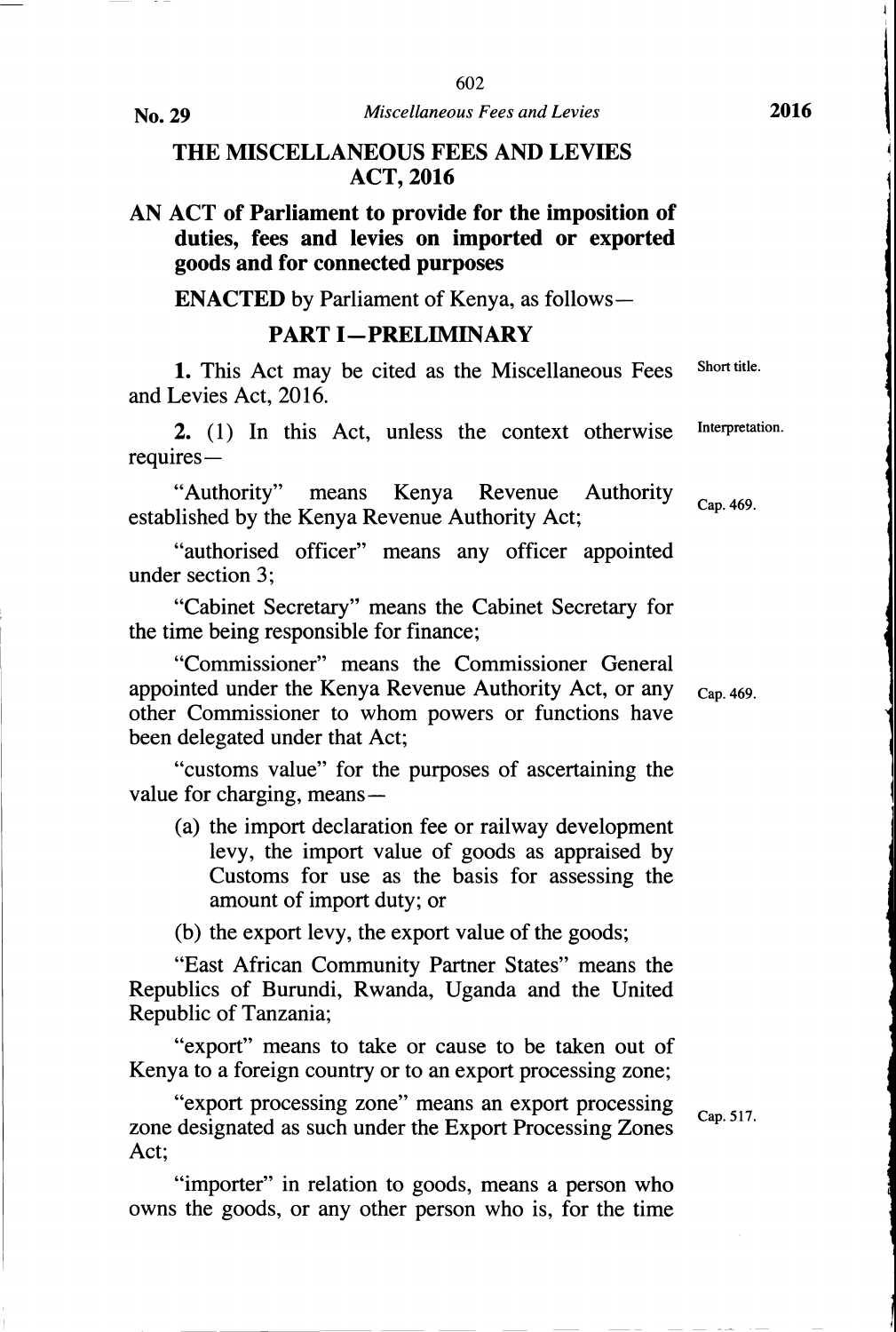# THE MISCELLANEOUS FEES AND LEVIES ACT, 2016

**AN ACT of Parliament to provide for the imposition of duties, fees and levies on imported or exported goods and for connected purposes**

**ENACTED** by Parliament of Kenya, as follows—

## PART I—PRELIMINARY

Short title.

**1.** This Act may be cited as the Miscellaneous Fees and Levies Act, 2016.

Interpretation.

**2.** (1) In this Act, unless the context otherwise requires—

"Authority" means Kenya Revenue Authority established by the Kenya Revenue Authority Act; (Cap. 469.)

"authorised officer" means any officer appointed under section 3;

"Cabinet Secretary" means the Cabinet Secretary for the time being responsible for finance;

"Commissioner" means the Commissioner General appointed under the Kenya Revenue Authority Act, or any other Commissioner to whom powers or functions have been delegated under that Act; (Cap. 469.)

"customs value" for the purposes of ascertaining the value for charging, means—

(a) the import declaration fee or railway development levy, the import value of goods as appraised by Customs for use as the basis for assessing the amount of import duty; or

(b) the export levy, the export value of the goods;

"East African Community Partner States" means the Republics of Burundi, Rwanda, Uganda and the United Republic of Tanzania;

"export" means to take or cause to be taken out of Kenya to a foreign country or to an export processing zone;

"export processing zone" means an export processing zone designated as such under the Export Processing Zones Act; (Cap. 517.)

"importer" in relation to goods, means a person who owns the goods, or any other person who is, for the time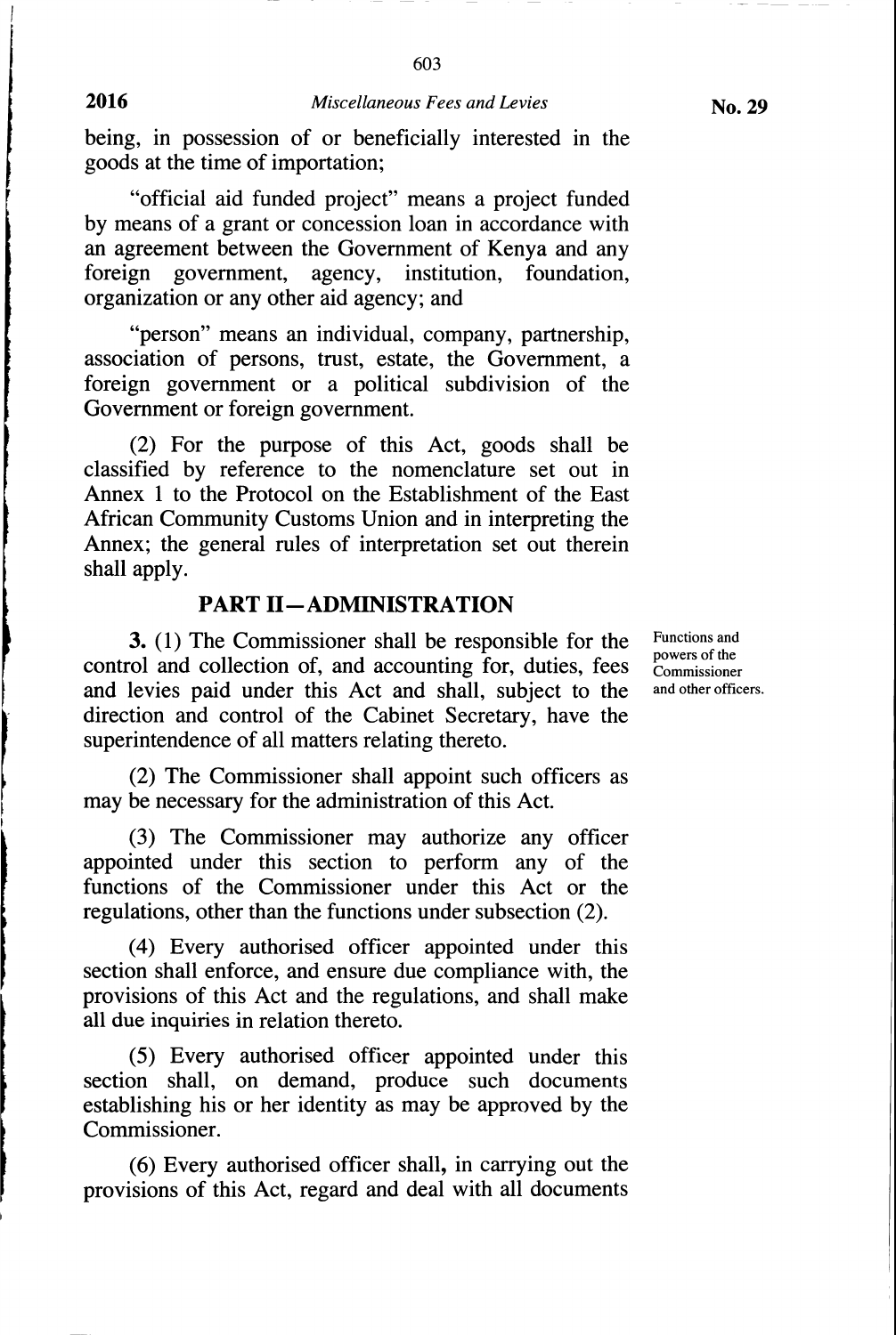being, in possession of or beneficially interested in the goods at the time of importation;

"official aid funded project" means a project funded by means of a grant or concession loan in accordance with an agreement between the Government of Kenya and any foreign government, agency, institution, foundation, organization or any other aid agency; and

"person" means an individual, company, partnership, association of persons, trust, estate, the Government, a foreign government or a political subdivision of the Government or foreign government.

(2) For the purpose of this Act, goods shall be classified by reference to the nomenclature set out in Annex 1 to the Protocol on the Establishment of the East African Community Customs Union and in interpreting the Annex; the general rules of interpretation set out therein shall apply.

## PART II—ADMINISTRATION

*Functions and powers of the Commissioner and other officers.*

**3.** (1) The Commissioner shall be responsible for the control and collection of, and accounting for, duties, fees and levies paid under this Act and shall, subject to the direction and control of the Cabinet Secretary, have the superintendence of all matters relating thereto.

(2) The Commissioner shall appoint such officers as may be necessary for the administration of this Act.

(3) The Commissioner may authorize any officer appointed under this section to perform any of the functions of the Commissioner under this Act or the regulations, other than the functions under subsection (2).

(4) Every authorised officer appointed under this section shall enforce, and ensure due compliance with, the provisions of this Act and the regulations, and shall make all due inquiries in relation thereto.

(5) Every authorised officer appointed under this section shall, on demand, produce such documents establishing his or her identity as may be approved by the Commissioner.

(6) Every authorised officer shall, in carrying out the provisions of this Act, regard and deal with all documents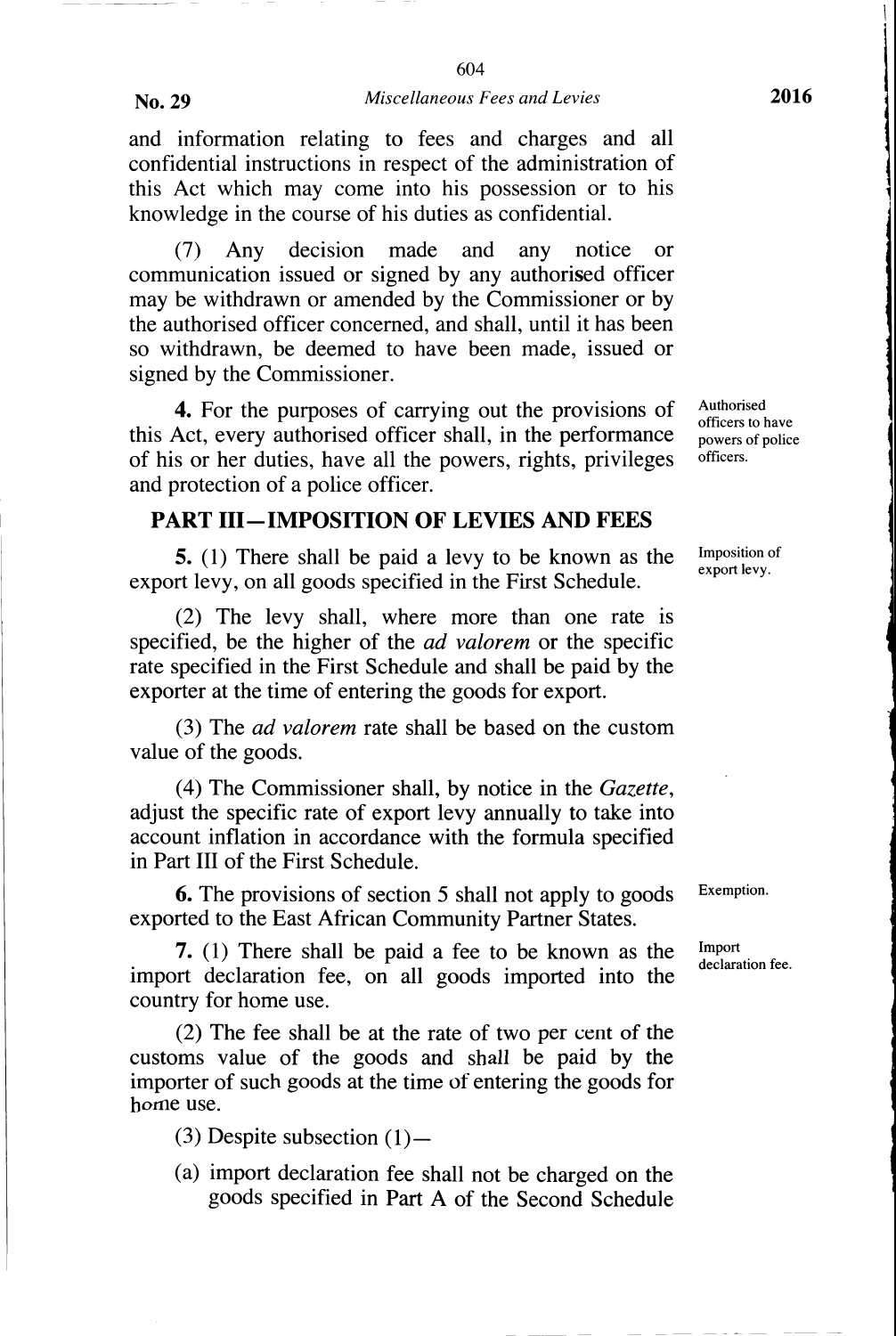and information relating to fees and charges and all confidential instructions in respect of the administration of this Act which may come into his possession or to his knowledge in the course of his duties as confidential.

(7) Any decision made and any notice or communication issued or signed by any authorised officer may be withdrawn or amended by the Commissioner or by the authorised officer concerned, and shall, until it has been so withdrawn, be deemed to have been made, issued or signed by the Commissioner.

Authorised officers to have powers of police officers.

**4.** For the purposes of carrying out the provisions of this Act, every authorised officer shall, in the performance of his or her duties, have all the powers, rights, privileges and protection of a police officer.

## PART III—IMPOSITION OF LEVIES AND FEES

Imposition of export levy.

**5.** (1) There shall be paid a levy to be known as the export levy, on all goods specified in the First Schedule.

(2) The levy shall, where more than one rate is specified, be the higher of the *ad valorem* or the specific rate specified in the First Schedule and shall be paid by the exporter at the time of entering the goods for export.

(3) The *ad valorem* rate shall be based on the custom value of the goods.

(4) The Commissioner shall, by notice in the *Gazette*, adjust the specific rate of export levy annually to take into account inflation in accordance with the formula specified in Part III of the First Schedule.

Exemption.

**6.** The provisions of section 5 shall not apply to goods exported to the East African Community Partner States.

Import declaration fee.

**7.** (1) There shall be paid a fee to be known as the import declaration fee, on all goods imported into the country for home use.

(2) The fee shall be at the rate of two per cent of the customs value of the goods and shall be paid by the importer of such goods at the time of entering the goods for home use.

(3) Despite subsection (1)—

(a) import declaration fee shall not be charged on the goods specified in Part A of the Second Schedule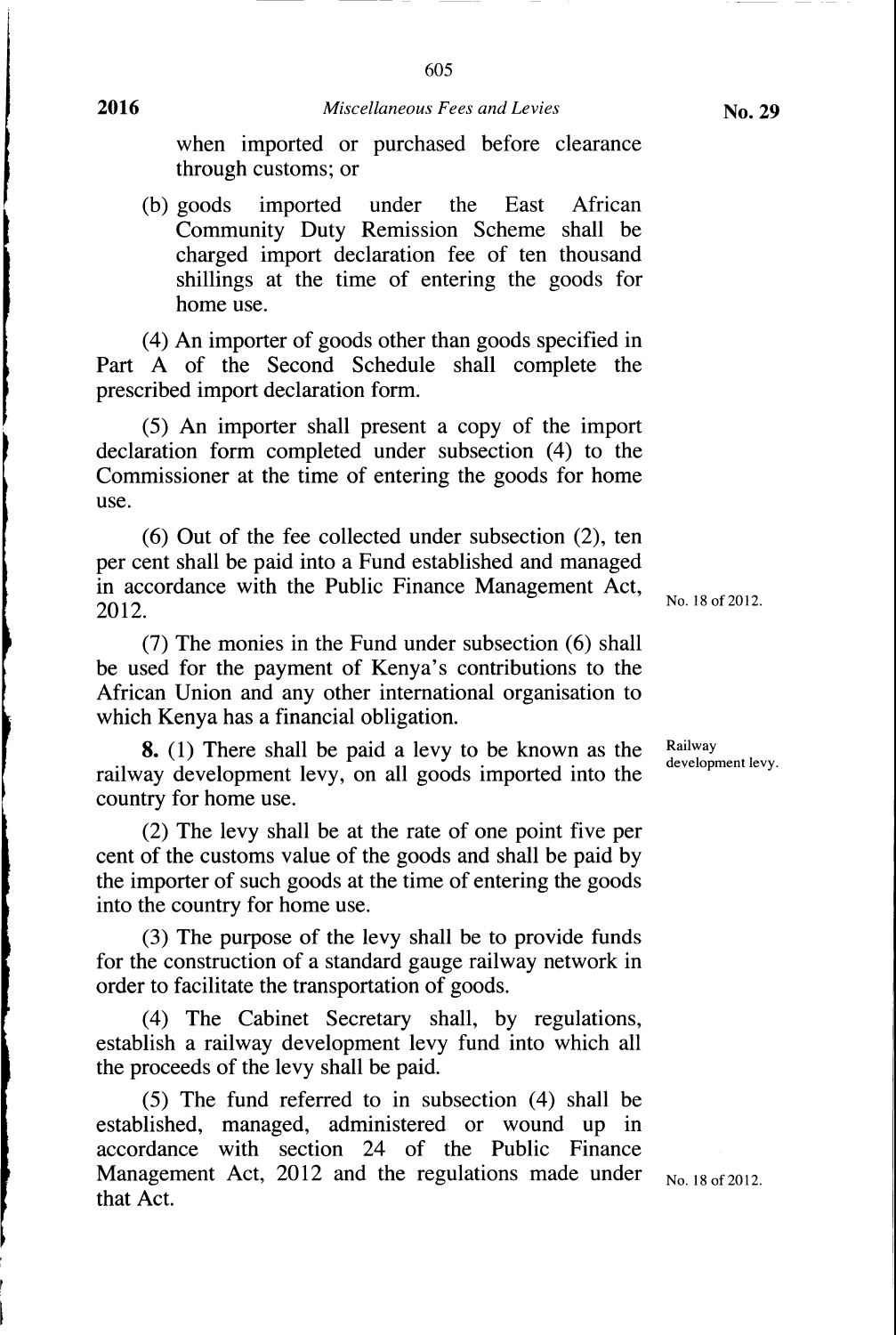when imported or purchased before clearance through customs; or

(b) goods imported under the East African Community Duty Remission Scheme shall be charged import declaration fee of ten thousand shillings at the time of entering the goods for home use.

(4) An importer of goods other than goods specified in Part A of the Second Schedule shall complete the prescribed import declaration form.

(5) An importer shall present a copy of the import declaration form completed under subsection (4) to the Commissioner at the time of entering the goods for home use.

(6) Out of the fee collected under subsection (2), ten per cent shall be paid into a Fund established and managed in accordance with the Public Finance Management Act, 2012. No. 18 of 2012.

(7) The monies in the Fund under subsection (6) shall be used for the payment of Kenya's contributions to the African Union and any other international organisation to which Kenya has a financial obligation.

Railway development levy.

**8.** (1) There shall be paid a levy to be known as the railway development levy, on all goods imported into the country for home use.

(2) The levy shall be at the rate of one point five per cent of the customs value of the goods and shall be paid by the importer of such goods at the time of entering the goods into the country for home use.

(3) The purpose of the levy shall be to provide funds for the construction of a standard gauge railway network in order to facilitate the transportation of goods.

(4) The Cabinet Secretary shall, by regulations, establish a railway development levy fund into which all the proceeds of the levy shall be paid.

(5) The fund referred to in subsection (4) shall be established, managed, administered or wound up in accordance with section 24 of the Public Finance Management Act, 2012 and the regulations made under that Act. No. 18 of 2012.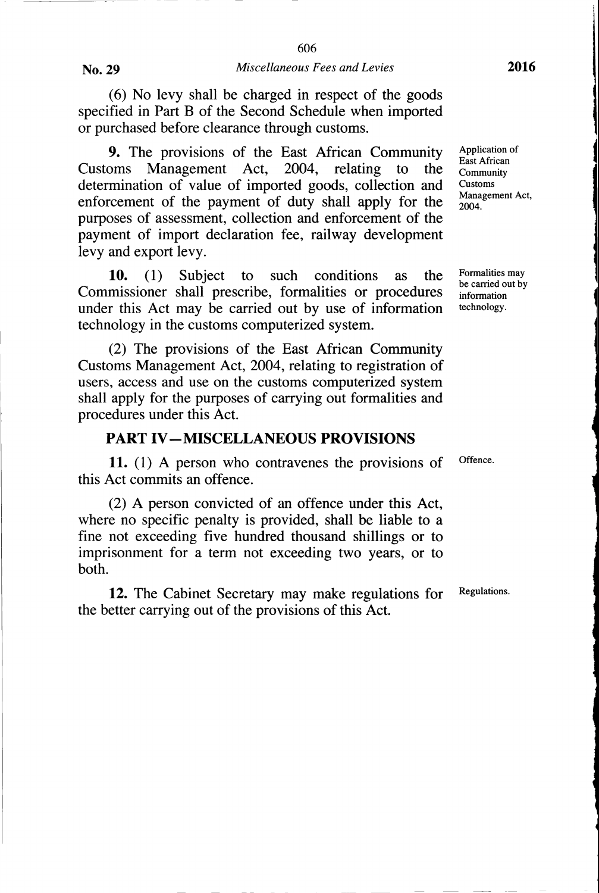(6) No levy shall be charged in respect of the goods specified in Part B of the Second Schedule when imported or purchased before clearance through customs.

**9.** The provisions of the East African Community Customs Management Act, 2004, relating to the determination of value of imported goods, collection and enforcement of the payment of duty shall apply for the purposes of assessment, collection and enforcement of the payment of import declaration fee, railway development levy and export levy.

Application of East African Community Customs Management Act, 2004.

**10.** (1) Subject to such conditions as the Commissioner shall prescribe, formalities or procedures under this Act may be carried out by use of information technology in the customs computerized system.

Formalities may be carried out by information technology.

(2) The provisions of the East African Community Customs Management Act, 2004, relating to registration of users, access and use on the customs computerized system shall apply for the purposes of carrying out formalities and procedures under this Act.

## PART IV—MISCELLANEOUS PROVISIONS

**11.** (1) A person who contravenes the provisions of this Act commits an offence.

Offence.

(2) A person convicted of an offence under this Act, where no specific penalty is provided, shall be liable to a fine not exceeding five hundred thousand shillings or to imprisonment for a term not exceeding two years, or to both.

**12.** The Cabinet Secretary may make regulations for the better carrying out of the provisions of this Act.

Regulations.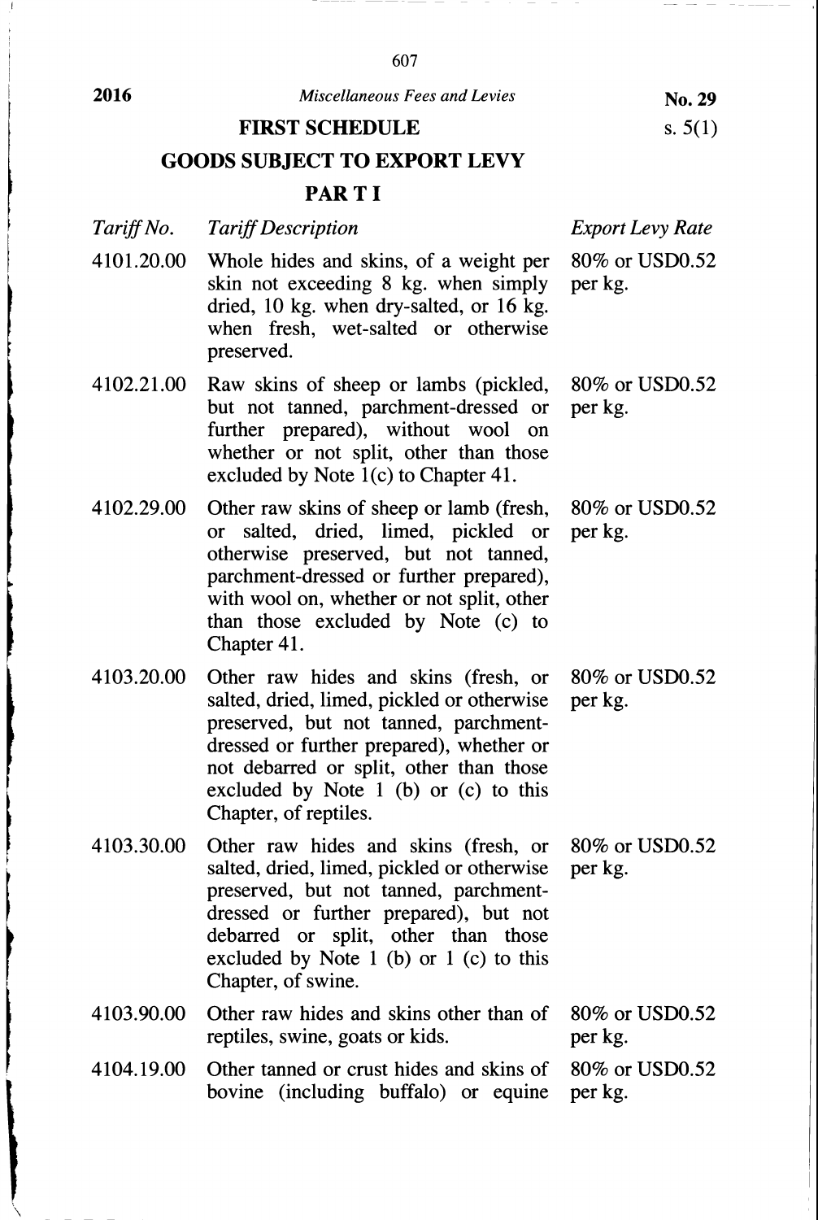**2016** *Miscellaneous Fees and Levies* **No. 29**

## FIRST SCHEDULE

s. 5(1)

## GOODS SUBJECT TO EXPORT LEVY

### PAR T I

| *Tariff No.* | *Tariff Description* | *Export Levy Rate* |
|---|---|---|
| 4101.20.00 | Whole hides and skins, of a weight per skin not exceeding 8 kg. when simply dried, 10 kg. when dry-salted, or 16 kg. when fresh, wet-salted or otherwise preserved. | 80% or USD0.52 per kg. |
| 4102.21.00 | Raw skins of sheep or lambs (pickled, but not tanned, parchment-dressed or further prepared), without wool on whether or not split, other than those excluded by Note 1(c) to Chapter 41. | 80% or USD0.52 per kg. |
| 4102.29.00 | Other raw skins of sheep or lamb (fresh, or salted, dried, limed, pickled or otherwise preserved, but not tanned, parchment-dressed or further prepared), with wool on, whether or not split, other than those excluded by Note (c) to Chapter 41. | 80% or USD0.52 per kg. |
| 4103.20.00 | Other raw hides and skins (fresh, or salted, dried, limed, pickled or otherwise preserved, but not tanned, parchment-dressed or further prepared), whether or not debarred or split, other than those excluded by Note 1 (b) or (c) to this Chapter, of reptiles. | 80% or USD0.52 per kg. |
| 4103.30.00 | Other raw hides and skins (fresh, or salted, dried, limed, pickled or otherwise preserved, but not tanned, parchment-dressed or further prepared), but not debarred or split, other than those excluded by Note 1 (b) or 1 (c) to this Chapter, of swine. | 80% or USD0.52 per kg. |
| 4103.90.00 | Other raw hides and skins other than of reptiles, swine, goats or kids. | 80% or USD0.52 per kg. |
| 4104.19.00 | Other tanned or crust hides and skins of bovine (including buffalo) or equine | 80% or USD0.52 per kg. |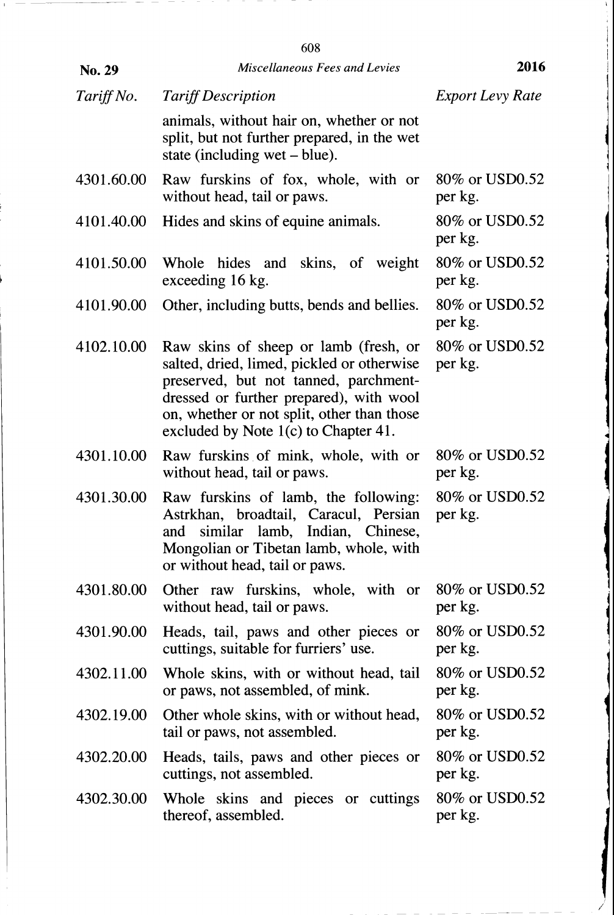| Tariff No. | Tariff Description | Export Levy Rate |
|---|---|---|
| | animals, without hair on, whether or not split, but not further prepared, in the wet state (including wet – blue). | |
| 4301.60.00 | Raw furskins of fox, whole, with or without head, tail or paws. | 80% or USD0.52 per kg. |
| 4101.40.00 | Hides and skins of equine animals. | 80% or USD0.52 per kg. |
| 4101.50.00 | Whole hides and skins, of weight exceeding 16 kg. | 80% or USD0.52 per kg. |
| 4101.90.00 | Other, including butts, bends and bellies. | 80% or USD0.52 per kg. |
| 4102.10.00 | Raw skins of sheep or lamb (fresh, or salted, dried, limed, pickled or otherwise preserved, but not tanned, parchment-dressed or further prepared), with wool on, whether or not split, other than those excluded by Note 1(c) to Chapter 41. | 80% or USD0.52 per kg. |
| 4301.10.00 | Raw furskins of mink, whole, with or without head, tail or paws. | 80% or USD0.52 per kg. |
| 4301.30.00 | Raw furskins of lamb, the following: Astrkhan, broadtail, Caracul, Persian and similar lamb, Indian, Chinese, Mongolian or Tibetan lamb, whole, with or without head, tail or paws. | 80% or USD0.52 per kg. |
| 4301.80.00 | Other raw furskins, whole, with or without head, tail or paws. | 80% or USD0.52 per kg. |
| 4301.90.00 | Heads, tail, paws and other pieces or cuttings, suitable for furriers' use. | 80% or USD0.52 per kg. |
| 4302.11.00 | Whole skins, with or without head, tail or paws, not assembled, of mink. | 80% or USD0.52 per kg. |
| 4302.19.00 | Other whole skins, with or without head, tail or paws, not assembled. | 80% or USD0.52 per kg. |
| 4302.20.00 | Heads, tails, paws and other pieces or cuttings, not assembled. | 80% or USD0.52 per kg. |
| 4302.30.00 | Whole skins and pieces or cuttings thereof, assembled. | 80% or USD0.52 per kg. |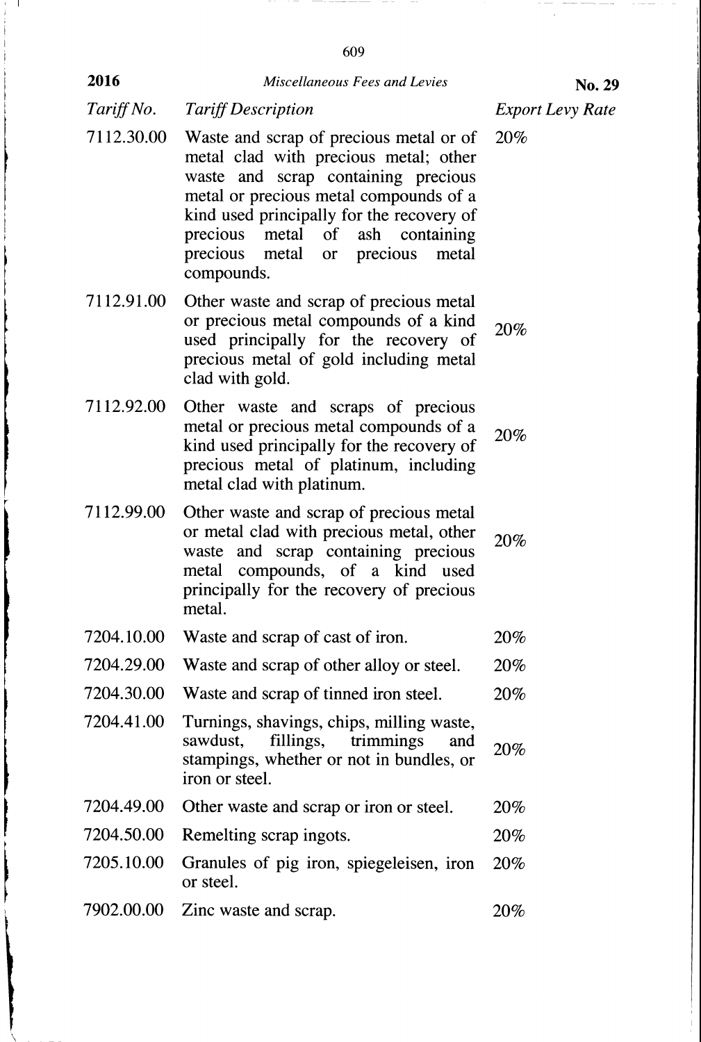| Tariff No. | Tariff Description | Export Levy Rate |
|---|---|---|
| 7112.30.00 | Waste and scrap of precious metal or of metal clad with precious metal; other waste and scrap containing precious metal or precious metal compounds of a kind used principally for the recovery of precious metal of ash containing precious metal or precious metal compounds. | 20% |
| 7112.91.00 | Other waste and scrap of precious metal or precious metal compounds of a kind used principally for the recovery of precious metal of gold including metal clad with gold. | 20% |
| 7112.92.00 | Other waste and scraps of precious metal or precious metal compounds of a kind used principally for the recovery of precious metal of platinum, including metal clad with platinum. | 20% |
| 7112.99.00 | Other waste and scrap of precious metal or metal clad with precious metal, other waste and scrap containing precious metal compounds, of a kind used principally for the recovery of precious metal. | 20% |
| 7204.10.00 | Waste and scrap of cast of iron. | 20% |
| 7204.29.00 | Waste and scrap of other alloy or steel. | 20% |
| 7204.30.00 | Waste and scrap of tinned iron steel. | 20% |
| 7204.41.00 | Turnings, shavings, chips, milling waste, sawdust, fillings, trimmings and stampings, whether or not in bundles, or iron or steel. | 20% |
| 7204.49.00 | Other waste and scrap or iron or steel. | 20% |
| 7204.50.00 | Remelting scrap ingots. | 20% |
| 7205.10.00 | Granules of pig iron, spiegeleisen, iron or steel. | 20% |
| 7902.00.00 | Zinc waste and scrap. | 20% |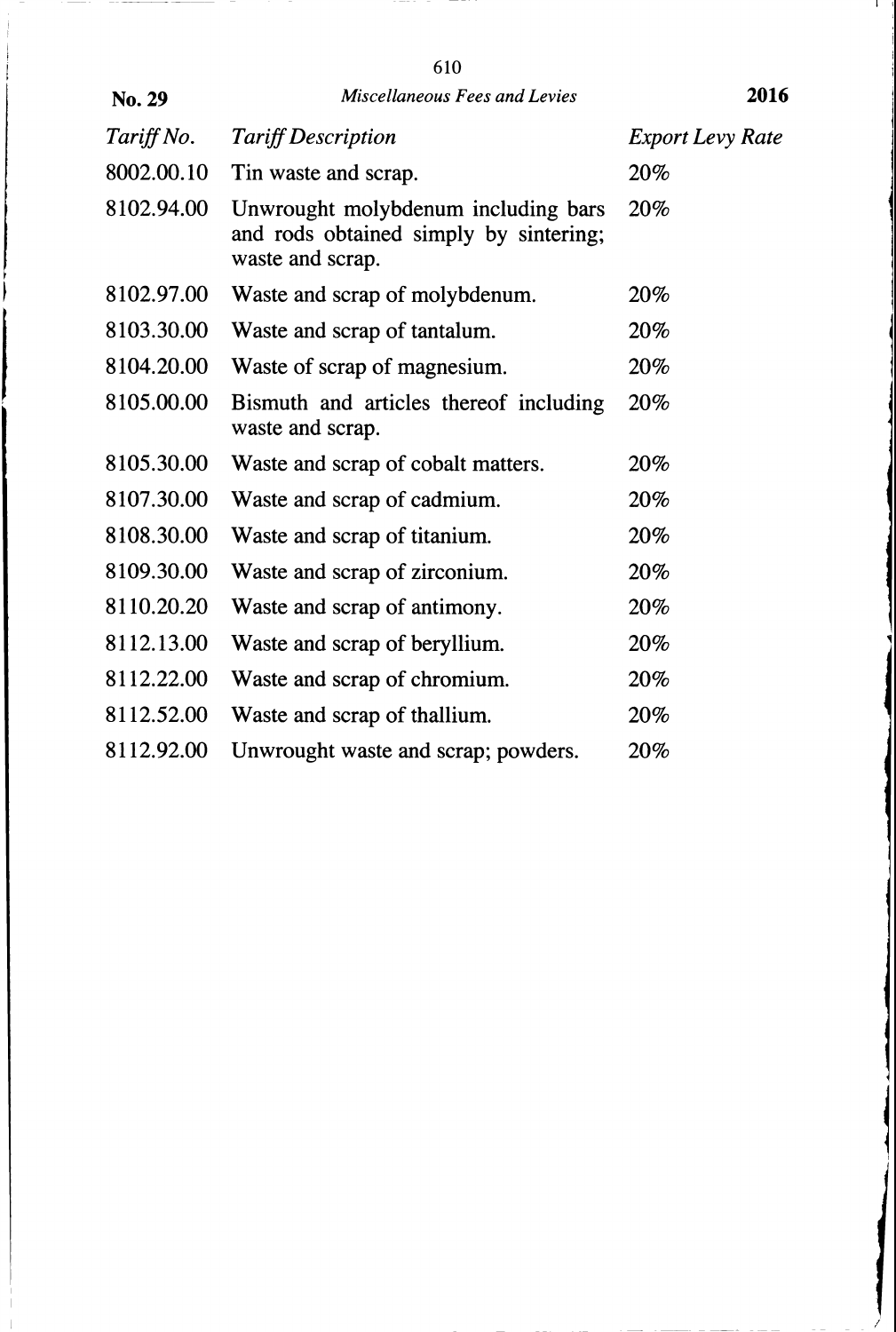| Tariff No. | Tariff Description | Export Levy Rate |
| --- | --- | --- |
| 8002.00.10 | Tin waste and scrap. | 20% |
| 8102.94.00 | Unwrought molybdenum including bars and rods obtained simply by sintering; waste and scrap. | 20% |
| 8102.97.00 | Waste and scrap of molybdenum. | 20% |
| 8103.30.00 | Waste and scrap of tantalum. | 20% |
| 8104.20.00 | Waste of scrap of magnesium. | 20% |
| 8105.00.00 | Bismuth and articles thereof including waste and scrap. | 20% |
| 8105.30.00 | Waste and scrap of cobalt matters. | 20% |
| 8107.30.00 | Waste and scrap of cadmium. | 20% |
| 8108.30.00 | Waste and scrap of titanium. | 20% |
| 8109.30.00 | Waste and scrap of zirconium. | 20% |
| 8110.20.20 | Waste and scrap of antimony. | 20% |
| 8112.13.00 | Waste and scrap of beryllium. | 20% |
| 8112.22.00 | Waste and scrap of chromium. | 20% |
| 8112.52.00 | Waste and scrap of thallium. | 20% |
| 8112.92.00 | Unwrought waste and scrap; powders. | 20% |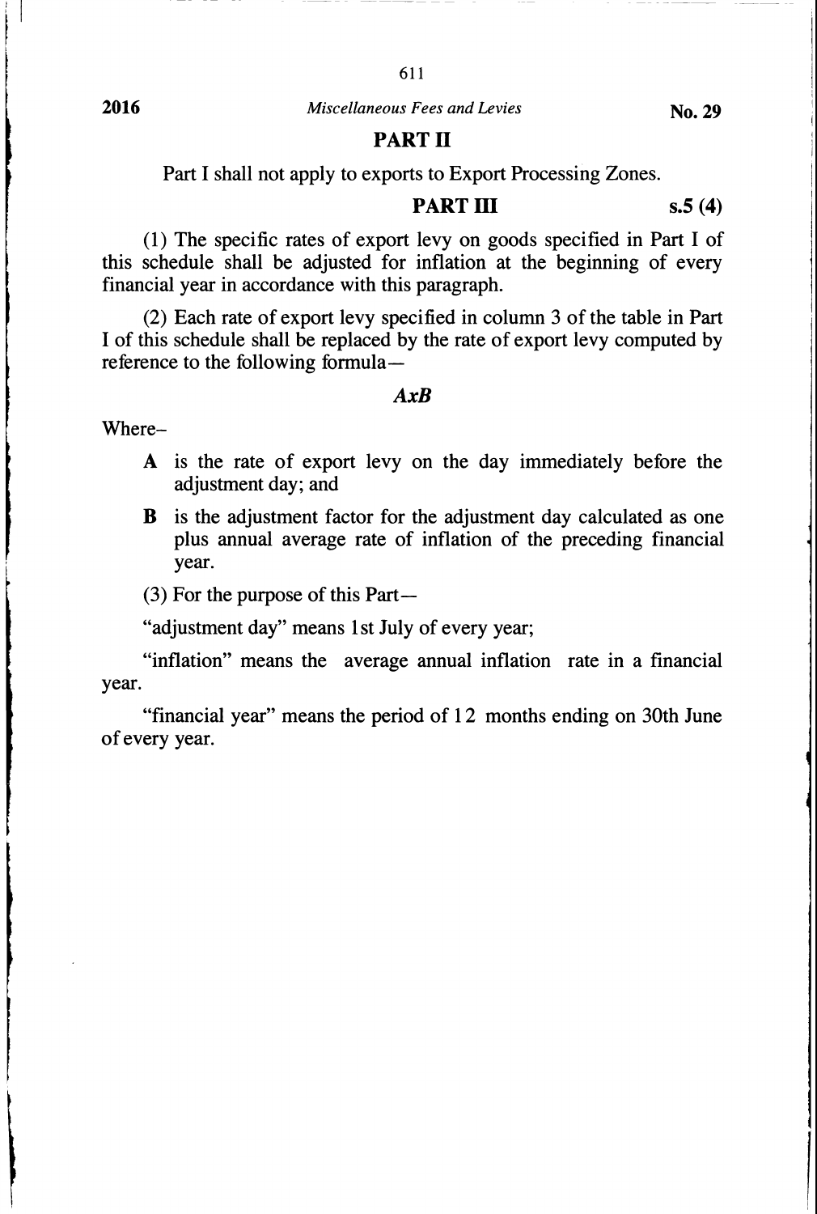## PART II

Part I shall not apply to exports to Export Processing Zones.

## PART III s.5 (4)

(1) The specific rates of export levy on goods specified in Part I of this schedule shall be adjusted for inflation at the beginning of every financial year in accordance with this paragraph.

(2) Each rate of export levy specified in column 3 of the table in Part I of this schedule shall be replaced by the rate of export levy computed by reference to the following formula—

$$A x B$$

Where–

- **A** is the rate of export levy on the day immediately before the adjustment day; and
- **B** is the adjustment factor for the adjustment day calculated as one plus annual average rate of inflation of the preceding financial year.

(3) For the purpose of this Part—

"adjustment day" means 1st July of every year;

"inflation" means the average annual inflation rate in a financial year.

"financial year" means the period of 12 months ending on 30th June of every year.